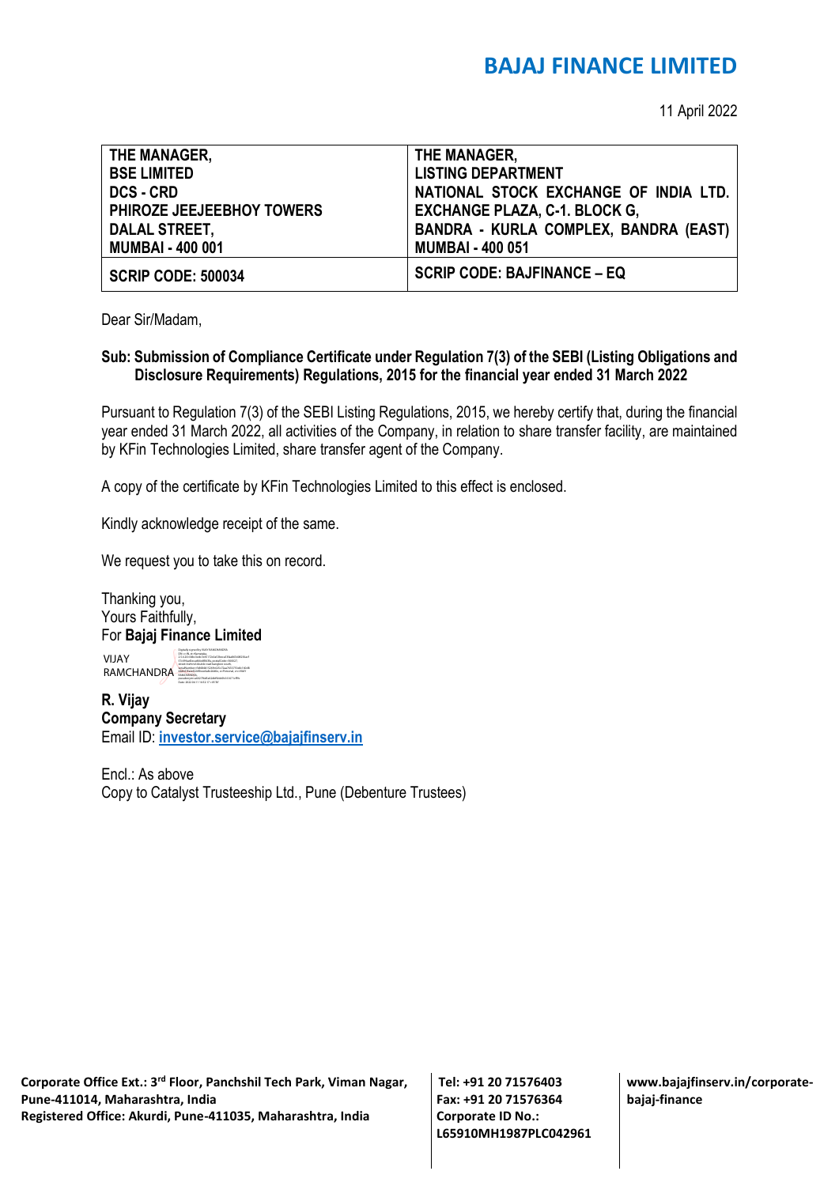# BAJAJ FINANCE LIMITED

11 April 2022

| THE MANAGER,<br>BSE LIMITED<br>DCS - CRD<br>PHIROZE JEEJEEBHOY TOWERS<br>DALAL STREET,<br>MUMBAI - 400 001 | THE MANAGER,<br>LISTING DEPARTMENT<br>NATIONAL STOCK EXCHANGE OF INDIA LTD.<br>EXCHANGE PLAZA, C-1. BLOCK G,<br>BANDRA - KURLA COMPLEX, BANDRA (EAST)<br>MUMBAI - 400 051 |
|---|---|
| **SCRIP CODE: 500034** | **SCRIP CODE: BAJFINANCE – EQ** |

Dear Sir/Madam,

**Sub: Submission of Compliance Certificate under Regulation 7(3) of the SEBI (Listing Obligations and Disclosure Requirements) Regulations, 2015 for the financial year ended 31 March 2022**

Pursuant to Regulation 7(3) of the SEBI Listing Regulations, 2015, we hereby certify that, during the financial year ended 31 March 2022, all activities of the Company, in relation to share transfer facility, are maintained by KFin Technologies Limited, share transfer agent of the Company.

A copy of the certificate by KFin Technologies Limited to this effect is enclosed.

Kindly acknowledge receipt of the same.

We request you to take this on record.

Thanking you,
Yours Faithfully,
For **Bajaj Finance Limited**

VIJAY RAMCHANDRA

**R. Vijay**
**Company Secretary**
Email ID: **investor.service@bajajfinserv.in**

Encl.: As above
Copy to Catalyst Trusteeship Ltd., Pune (Debenture Trustees)

**Corporate Office Ext.: 3rd Floor, Panchshil Tech Park, Viman Nagar, Pune-411014, Maharashtra, India**
**Registered Office: Akurdi, Pune-411035, Maharashtra, India**

**Tel: +91 20 71576403**
**Fax: +91 20 71576364**
**Corporate ID No.: L65910MH1987PLC042961**

**www.bajajfinserv.in/corporate-bajaj-finance**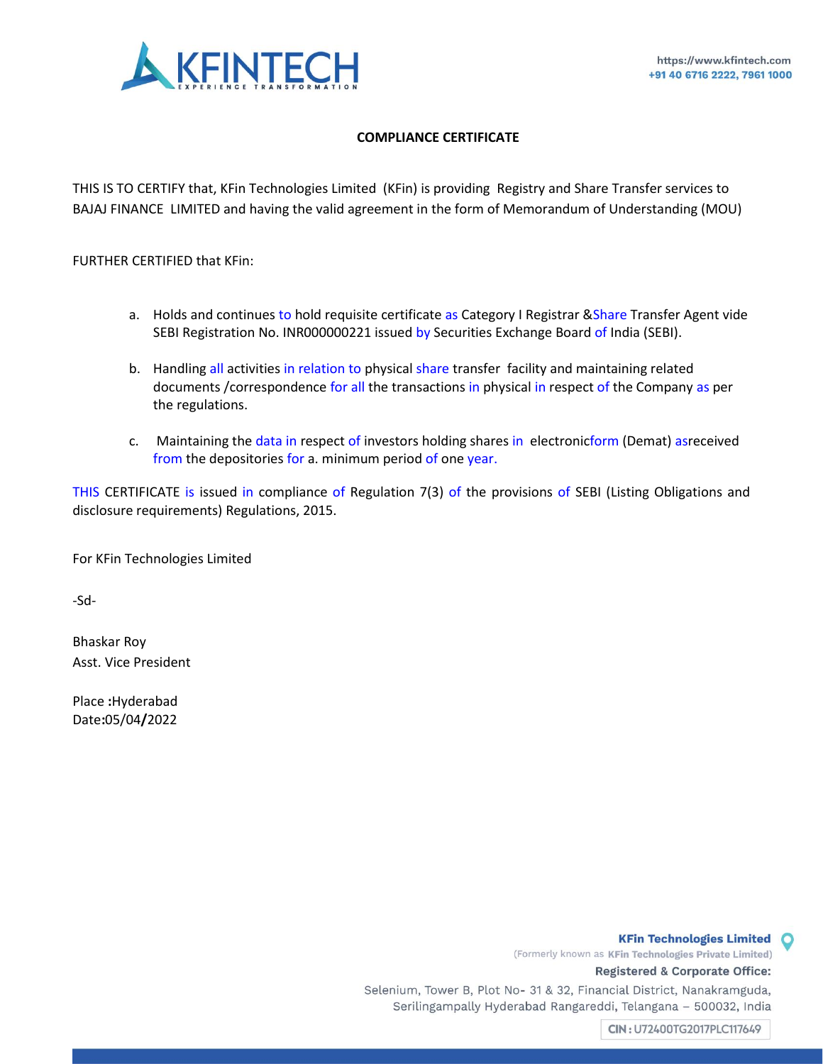**COMPLIANCE CERTIFICATE**

THIS IS TO CERTIFY that, KFin Technologies Limited (KFin) is providing Registry and Share Transfer services to BAJAJ FINANCE LIMITED and having the valid agreement in the form of Memorandum of Understanding (MOU)

FURTHER CERTIFIED that KFin:

a. Holds and continues to hold requisite certificate as Category I Registrar &Share Transfer Agent vide SEBI Registration No. INR000000221 issued by Securities Exchange Board of India (SEBI).

b. Handling all activities in relation to physical share transfer facility and maintaining related documents /correspondence for all the transactions in physical in respect of the Company as per the regulations.

c. Maintaining the data in respect of investors holding shares in electronicform (Demat) asreceived from the depositories for a. minimum period of one year.

THIS CERTIFICATE is issued in compliance of Regulation 7(3) of the provisions of SEBI (Listing Obligations and disclosure requirements) Regulations, 2015.

For KFin Technologies Limited

-Sd-

Bhaskar Roy
Asst. Vice President

Place :Hyderabad
Date:05/04/2022

**KFin Technologies Limited**
(Formerly known as KFin Technologies Private Limited)
**Registered & Corporate Office:**
Selenium, Tower B, Plot No- 31 & 32, Financial District, Nanakramguda, Serilingampally Hyderabad Rangareddi, Telangana – 500032, India
CIN : U72400TG2017PLC117649